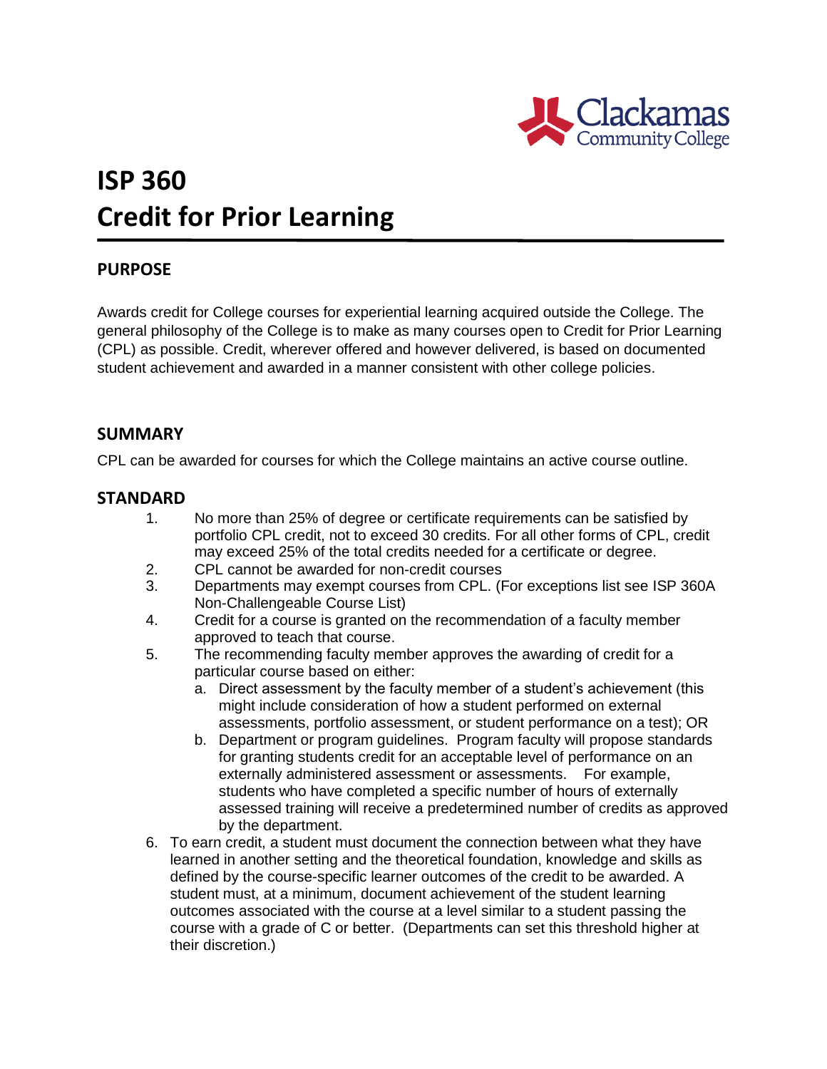# ISP 360
# Credit for Prior Learning

## PURPOSE

Awards credit for College courses for experiential learning acquired outside the College. The general philosophy of the College is to make as many courses open to Credit for Prior Learning (CPL) as possible. Credit, wherever offered and however delivered, is based on documented student achievement and awarded in a manner consistent with other college policies.

## SUMMARY

CPL can be awarded for courses for which the College maintains an active course outline.

## STANDARD

1. No more than 25% of degree or certificate requirements can be satisfied by portfolio CPL credit, not to exceed 30 credits. For all other forms of CPL, credit may exceed 25% of the total credits needed for a certificate or degree.
2. CPL cannot be awarded for non-credit courses
3. Departments may exempt courses from CPL. (For exceptions list see ISP 360A Non-Challengeable Course List)
4. Credit for a course is granted on the recommendation of a faculty member approved to teach that course.
5. The recommending faculty member approves the awarding of credit for a particular course based on either:
   a. Direct assessment by the faculty member of a student's achievement (this might include consideration of how a student performed on external assessments, portfolio assessment, or student performance on a test); OR
   b. Department or program guidelines. Program faculty will propose standards for granting students credit for an acceptable level of performance on an externally administered assessment or assessments. For example, students who have completed a specific number of hours of externally assessed training will receive a predetermined number of credits as approved by the department.
6. To earn credit, a student must document the connection between what they have learned in another setting and the theoretical foundation, knowledge and skills as defined by the course-specific learner outcomes of the credit to be awarded. A student must, at a minimum, document achievement of the student learning outcomes associated with the course at a level similar to a student passing the course with a grade of C or better. (Departments can set this threshold higher at their discretion.)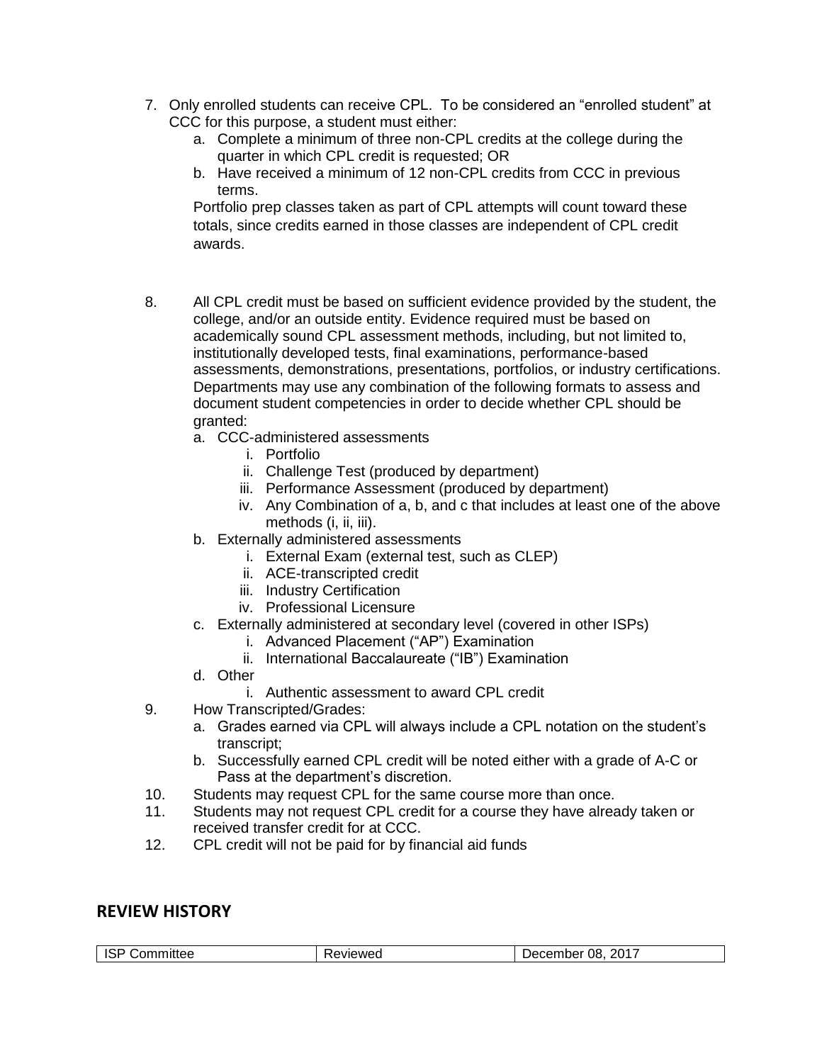7. Only enrolled students can receive CPL. To be considered an "enrolled student" at CCC for this purpose, a student must either:
   a. Complete a minimum of three non-CPL credits at the college during the quarter in which CPL credit is requested; OR
   b. Have received a minimum of 12 non-CPL credits from CCC in previous terms.

   Portfolio prep classes taken as part of CPL attempts will count toward these totals, since credits earned in those classes are independent of CPL credit awards.

8. All CPL credit must be based on sufficient evidence provided by the student, the college, and/or an outside entity. Evidence required must be based on academically sound CPL assessment methods, including, but not limited to, institutionally developed tests, final examinations, performance-based assessments, demonstrations, presentations, portfolios, or industry certifications. Departments may use any combination of the following formats to assess and document student competencies in order to decide whether CPL should be granted:
   a. CCC-administered assessments
      i. Portfolio
      ii. Challenge Test (produced by department)
      iii. Performance Assessment (produced by department)
      iv. Any Combination of a, b, and c that includes at least one of the above methods (i, ii, iii).
   b. Externally administered assessments
      i. External Exam (external test, such as CLEP)
      ii. ACE-transcripted credit
      iii. Industry Certification
      iv. Professional Licensure
   c. Externally administered at secondary level (covered in other ISPs)
      i. Advanced Placement ("AP") Examination
      ii. International Baccalaureate ("IB") Examination
   d. Other
      i. Authentic assessment to award CPL credit
9. How Transcripted/Grades:
   a. Grades earned via CPL will always include a CPL notation on the student's transcript;
   b. Successfully earned CPL credit will be noted either with a grade of A-C or Pass at the department's discretion.
10. Students may request CPL for the same course more than once.
11. Students may not request CPL credit for a course they have already taken or received transfer credit for at CCC.
12. CPL credit will not be paid for by financial aid funds

## REVIEW HISTORY

| ISP Committee | Reviewed | December 08, 2017 |
|---|---|---|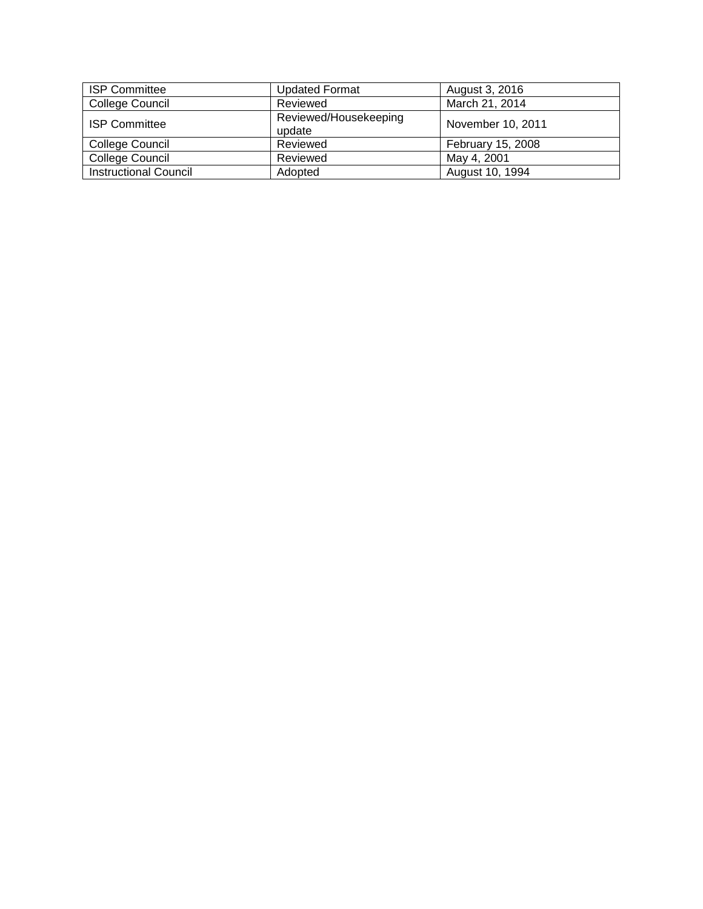| | | |
|---|---|---|
| ISP Committee | Updated Format | August 3, 2016 |
| College Council | Reviewed | March 21, 2014 |
| ISP Committee | Reviewed/Housekeeping update | November 10, 2011 |
| College Council | Reviewed | February 15, 2008 |
| College Council | Reviewed | May 4, 2001 |
| Instructional Council | Adopted | August 10, 1994 |